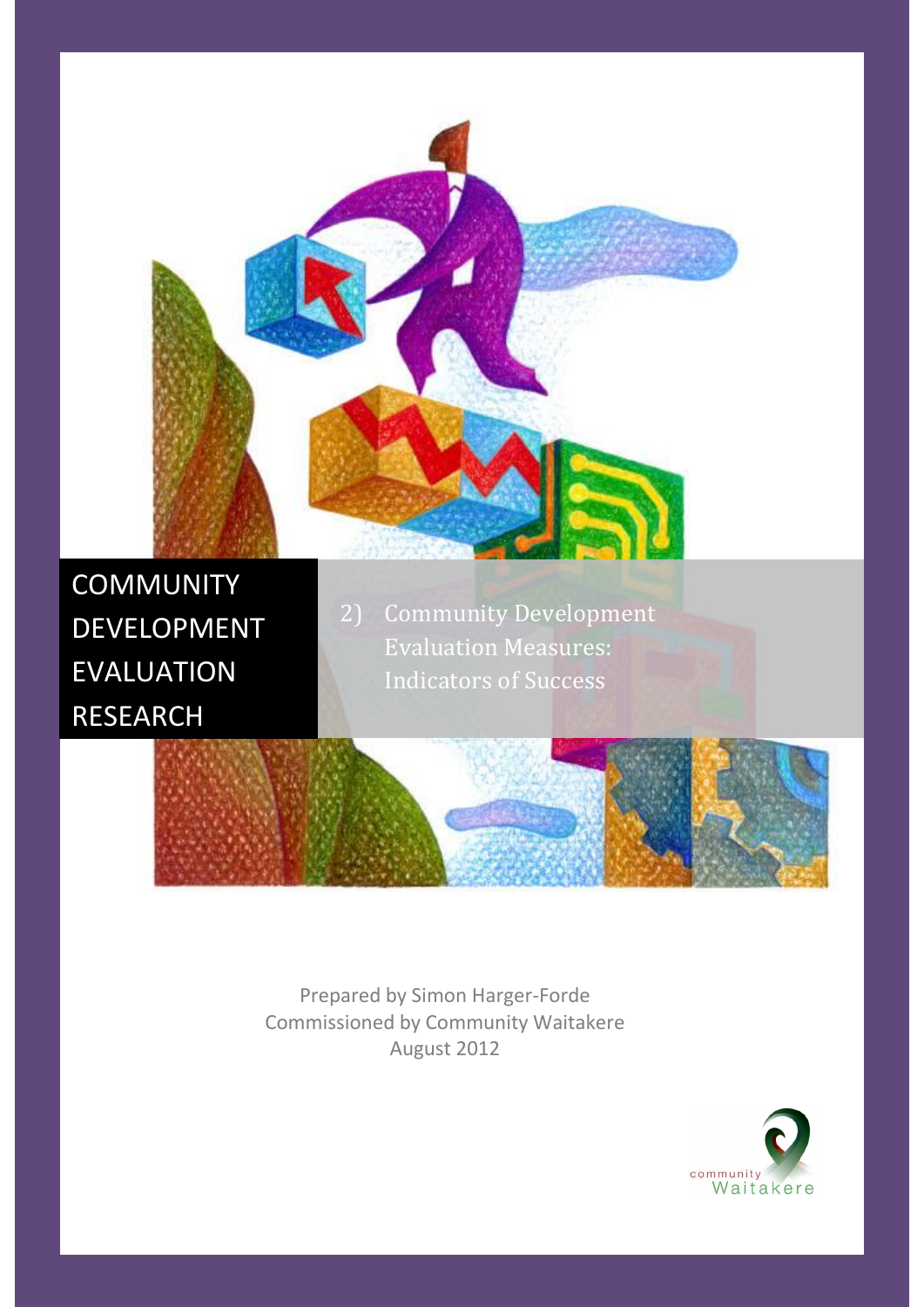# COMMUNITY DEVELOPMENT EVALUATION RESEARCH

## 2) Community Development Evaluation Measures: Indicators of Success

Prepared by Simon Harger-Forde
Commissioned by Community Waitakere
August 2012

community Waitakere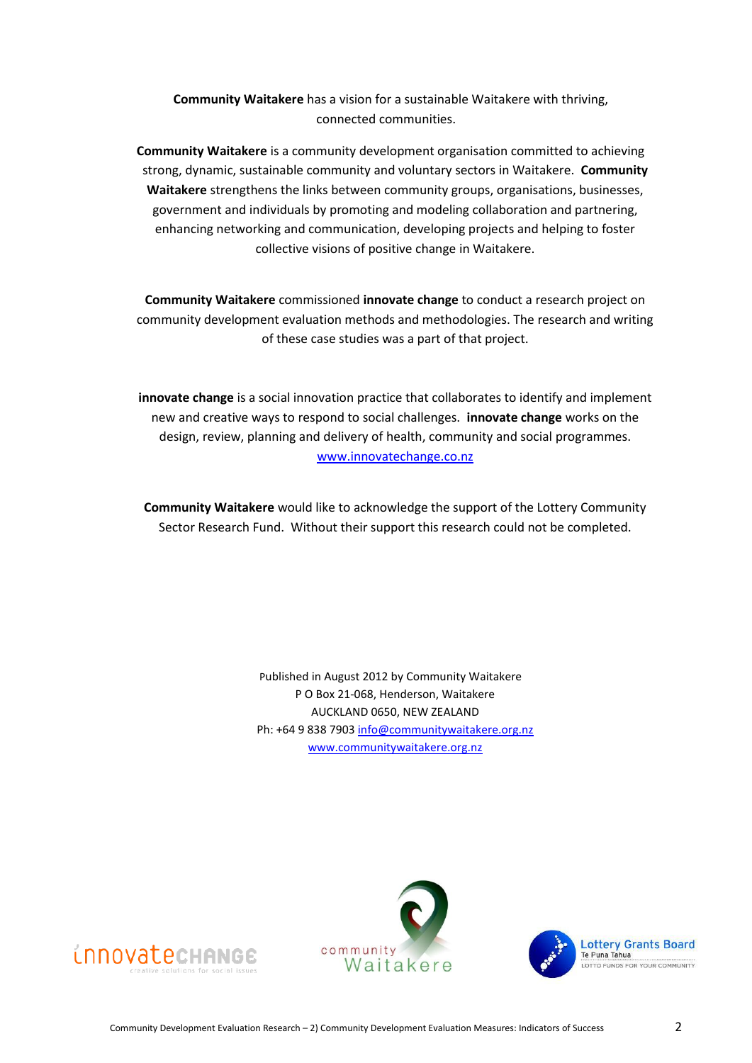**Community Waitakere** has a vision for a sustainable Waitakere with thriving, connected communities.

**Community Waitakere** is a community development organisation committed to achieving strong, dynamic, sustainable community and voluntary sectors in Waitakere. **Community Waitakere** strengthens the links between community groups, organisations, businesses, government and individuals by promoting and modeling collaboration and partnering, enhancing networking and communication, developing projects and helping to foster collective visions of positive change in Waitakere.

**Community Waitakere** commissioned **innovate change** to conduct a research project on community development evaluation methods and methodologies. The research and writing of these case studies was a part of that project.

**innovate change** is a social innovation practice that collaborates to identify and implement new and creative ways to respond to social challenges. **innovate change** works on the design, review, planning and delivery of health, community and social programmes. www.innovatechange.co.nz

**Community Waitakere** would like to acknowledge the support of the Lottery Community Sector Research Fund. Without their support this research could not be completed.

Published in August 2012 by Community Waitakere
P O Box 21-068, Henderson, Waitakere
AUCKLAND 0650, NEW ZEALAND
Ph: +64 9 838 7903 info@communitywaitakere.org.nz
www.communitywaitakere.org.nz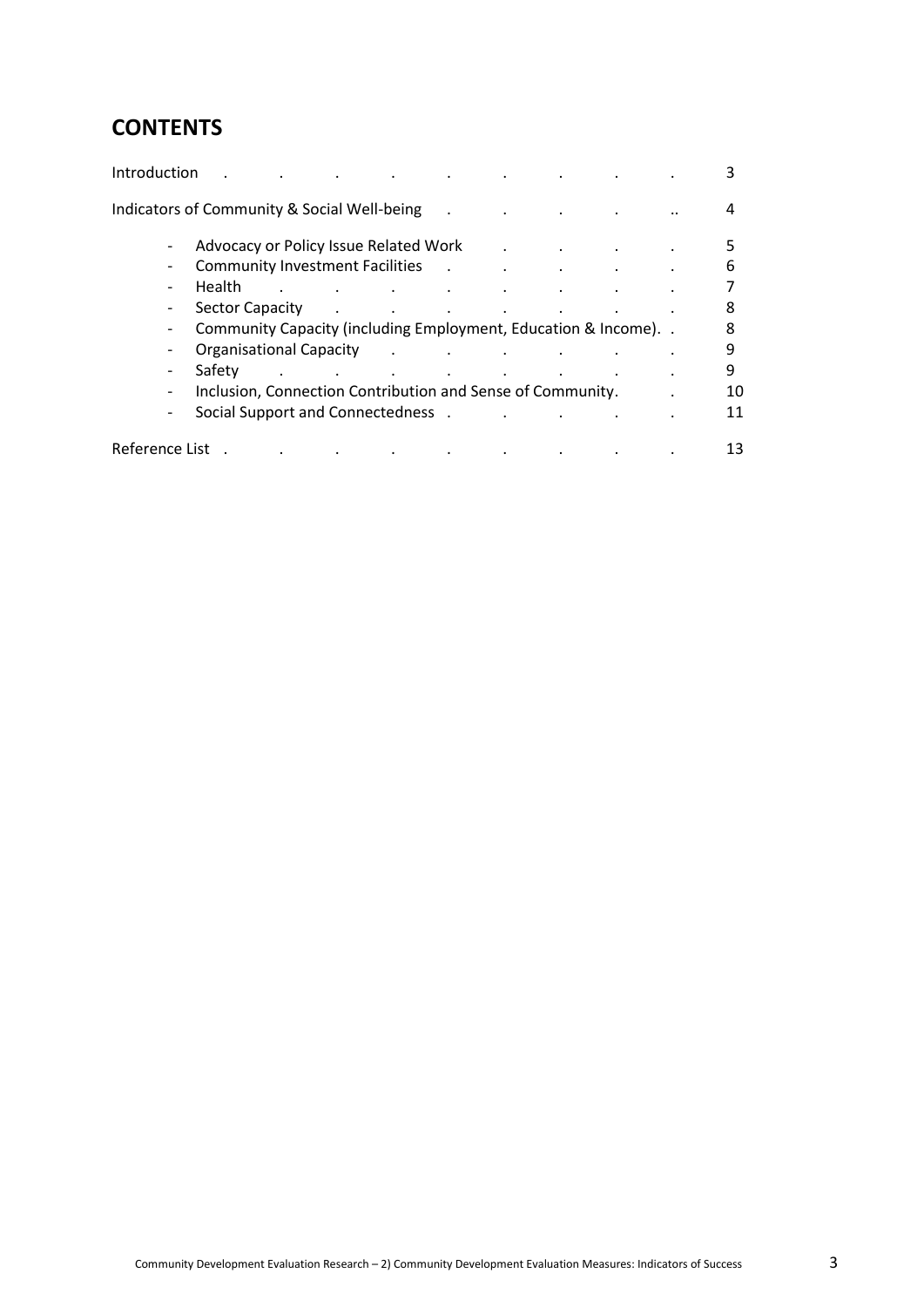## CONTENTS

Introduction . . . . . . . . . 3

Indicators of Community & Social Well-being . . . . .. 4

- Advocacy or Policy Issue Related Work . . . . 5
- Community Investment Facilities . . . . . 6
- Health . . . . . . . . 7
- Sector Capacity . . . . . . . 8
- Community Capacity (including Employment, Education & Income). . 8
- Organisational Capacity . . . . . . 9
- Safety . . . . . . . . 9
- Inclusion, Connection Contribution and Sense of Community. . 10
- Social Support and Connectedness . . . . . 11

Reference List . . . . . . . . . 13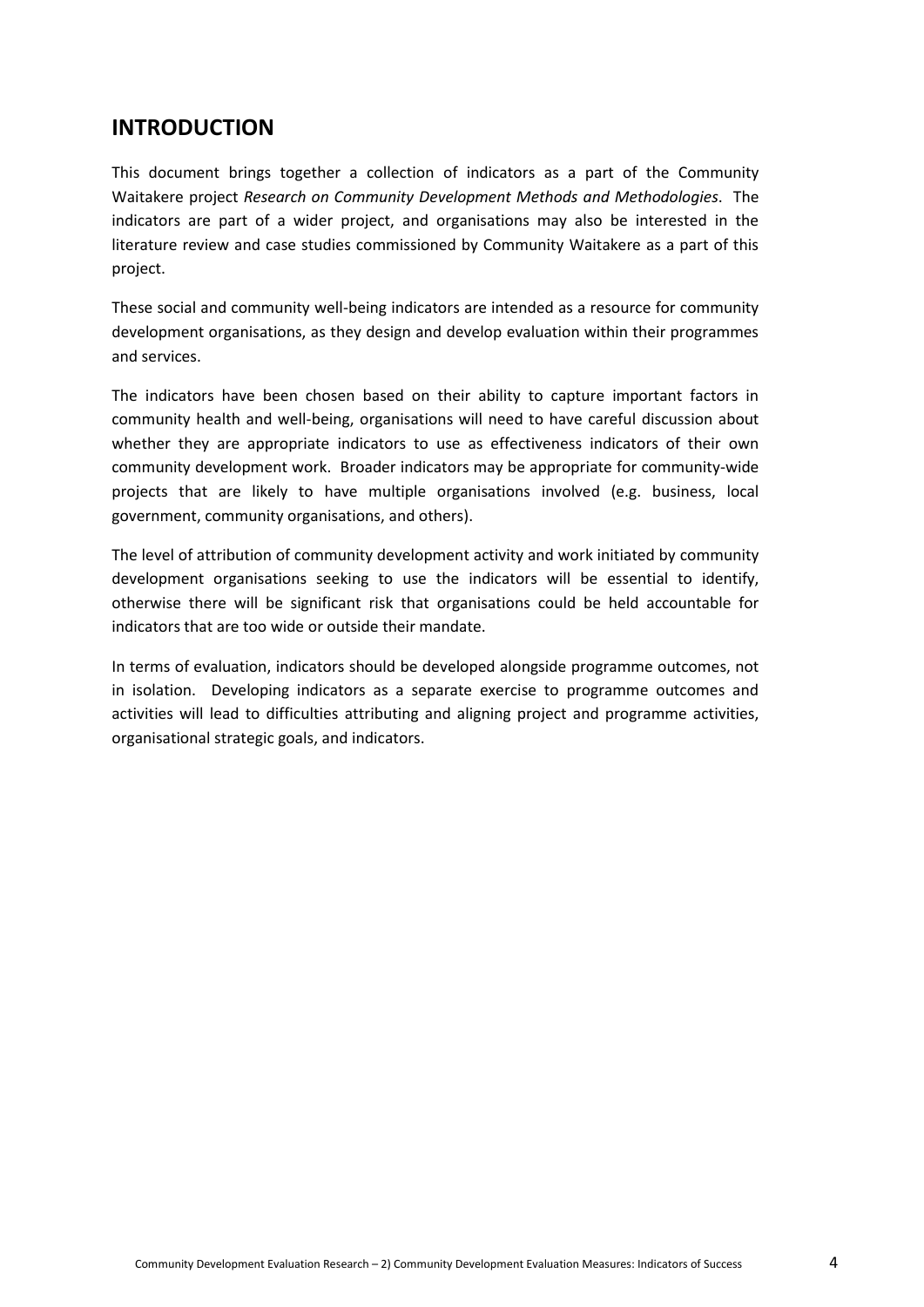# INTRODUCTION

This document brings together a collection of indicators as a part of the Community Waitakere project *Research on Community Development Methods and Methodologies*. The indicators are part of a wider project, and organisations may also be interested in the literature review and case studies commissioned by Community Waitakere as a part of this project.

These social and community well-being indicators are intended as a resource for community development organisations, as they design and develop evaluation within their programmes and services.

The indicators have been chosen based on their ability to capture important factors in community health and well-being, organisations will need to have careful discussion about whether they are appropriate indicators to use as effectiveness indicators of their own community development work. Broader indicators may be appropriate for community-wide projects that are likely to have multiple organisations involved (e.g. business, local government, community organisations, and others).

The level of attribution of community development activity and work initiated by community development organisations seeking to use the indicators will be essential to identify, otherwise there will be significant risk that organisations could be held accountable for indicators that are too wide or outside their mandate.

In terms of evaluation, indicators should be developed alongside programme outcomes, not in isolation. Developing indicators as a separate exercise to programme outcomes and activities will lead to difficulties attributing and aligning project and programme activities, organisational strategic goals, and indicators.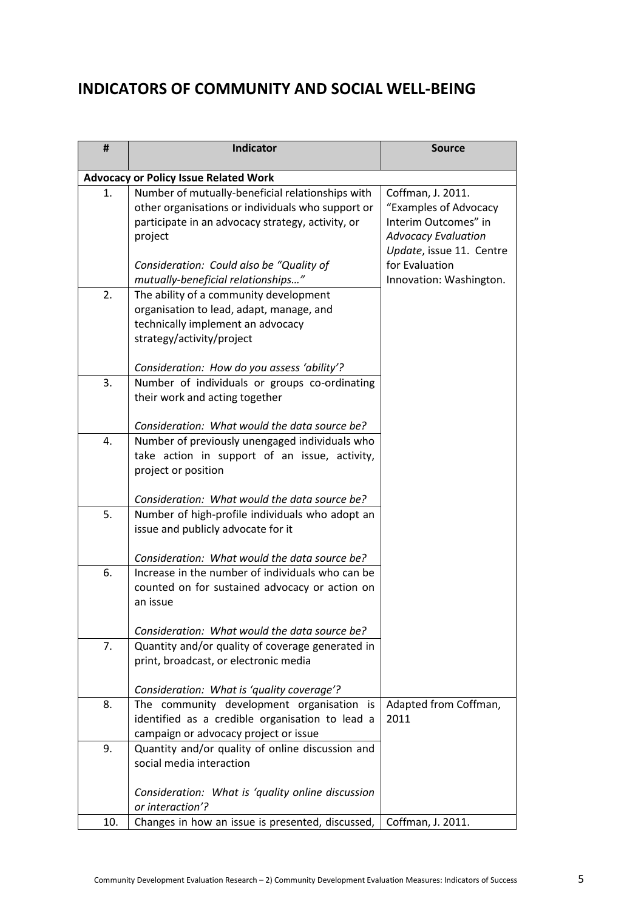# INDICATORS OF COMMUNITY AND SOCIAL WELL-BEING

| # | Indicator | Source |
|---|---|---|
| **Advocacy or Policy Issue Related Work** | | |
| 1. | Number of mutually-beneficial relationships with other organisations or individuals who support or participate in an advocacy strategy, activity, or project<br><br>*Consideration: Could also be "Quality of mutually-beneficial relationships…"* | Coffman, J. 2011. "Examples of Advocacy Interim Outcomes" in *Advocacy Evaluation Update*, issue 11. Centre for Evaluation Innovation: Washington. |
| 2. | The ability of a community development organisation to lead, adapt, manage, and technically implement an advocacy strategy/activity/project<br><br>*Consideration: How do you assess 'ability'?* | |
| 3. | Number of individuals or groups co-ordinating their work and acting together<br><br>*Consideration: What would the data source be?* | |
| 4. | Number of previously unengaged individuals who take action in support of an issue, activity, project or position<br><br>*Consideration: What would the data source be?* | |
| 5. | Number of high-profile individuals who adopt an issue and publicly advocate for it<br><br>*Consideration: What would the data source be?* | |
| 6. | Increase in the number of individuals who can be counted on for sustained advocacy or action on an issue<br><br>*Consideration: What would the data source be?* | |
| 7. | Quantity and/or quality of coverage generated in print, broadcast, or electronic media<br><br>*Consideration: What is 'quality coverage'?* | |
| 8. | The community development organisation is identified as a credible organisation to lead a campaign or advocacy project or issue | Adapted from Coffman, 2011 |
| 9. | Quantity and/or quality of online discussion and social media interaction<br><br>*Consideration: What is 'quality online discussion or interaction'?* | |
| 10. | Changes in how an issue is presented, discussed, | Coffman, J. 2011. |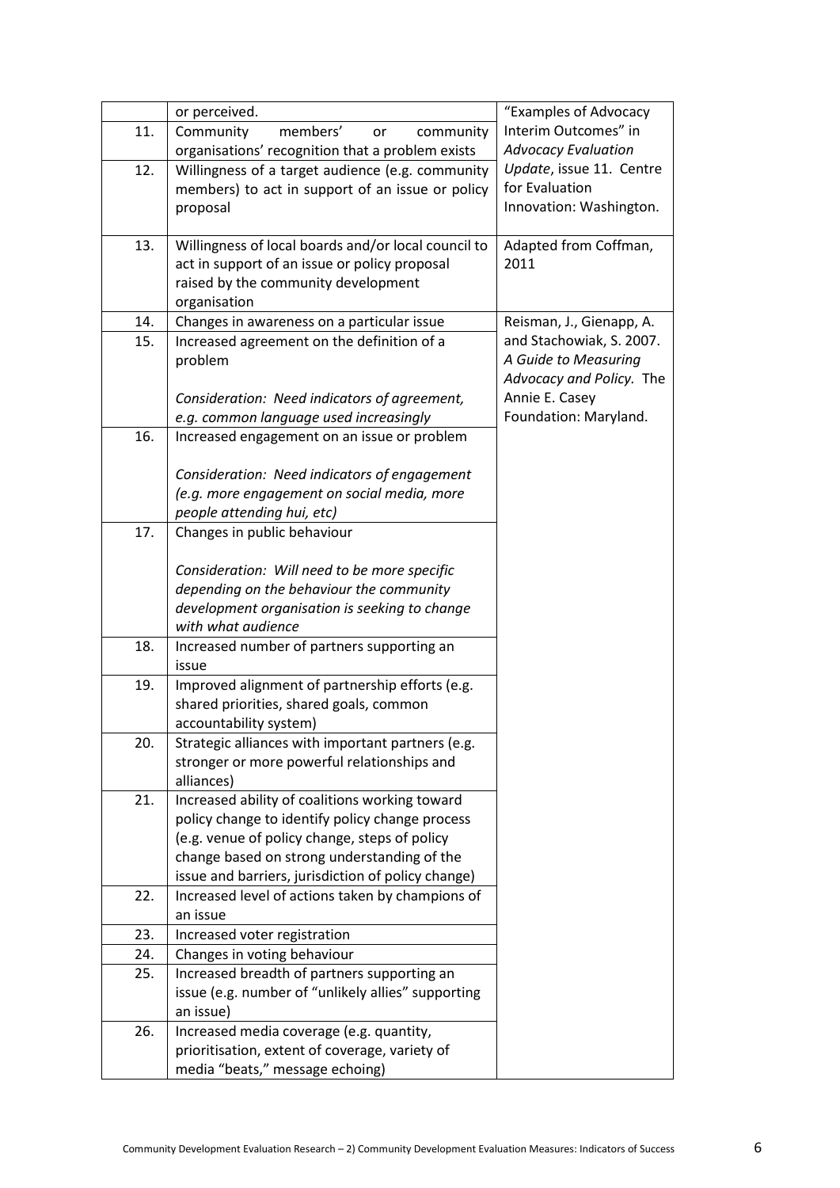| | | |
|---|---|---|
| | or perceived. | "Examples of Advocacy Interim Outcomes" in *Advocacy Evaluation Update*, issue 11. Centre for Evaluation Innovation: Washington. |
| 11. | Community members' or community organisations' recognition that a problem exists | |
| 12. | Willingness of a target audience (e.g. community members) to act in support of an issue or policy proposal | |
| 13. | Willingness of local boards and/or local council to act in support of an issue or policy proposal raised by the community development organisation | Adapted from Coffman, 2011 |
| 14. | Changes in awareness on a particular issue | Reisman, J., Gienapp, A. and Stachowiak, S. 2007. *A Guide to Measuring Advocacy and Policy.* The Annie E. Casey Foundation: Maryland. |
| 15. | Increased agreement on the definition of a problem<br><br>*Consideration: Need indicators of agreement, e.g. common language used increasingly* | |
| 16. | Increased engagement on an issue or problem<br><br>*Consideration: Need indicators of engagement (e.g. more engagement on social media, more people attending hui, etc)* | |
| 17. | Changes in public behaviour<br><br>*Consideration: Will need to be more specific depending on the behaviour the community development organisation is seeking to change with what audience* | |
| 18. | Increased number of partners supporting an issue | |
| 19. | Improved alignment of partnership efforts (e.g. shared priorities, shared goals, common accountability system) | |
| 20. | Strategic alliances with important partners (e.g. stronger or more powerful relationships and alliances) | |
| 21. | Increased ability of coalitions working toward policy change to identify policy change process (e.g. venue of policy change, steps of policy change based on strong understanding of the issue and barriers, jurisdiction of policy change) | |
| 22. | Increased level of actions taken by champions of an issue | |
| 23. | Increased voter registration | |
| 24. | Changes in voting behaviour | |
| 25. | Increased breadth of partners supporting an issue (e.g. number of "unlikely allies" supporting an issue) | |
| 26. | Increased media coverage (e.g. quantity, prioritisation, extent of coverage, variety of media "beats," message echoing) | |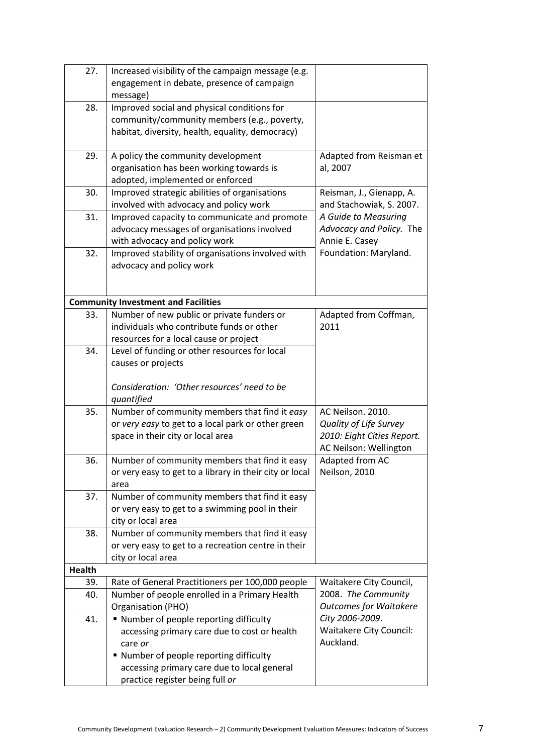| | | |
|---|---|---|
| 27. | Increased visibility of the campaign message (e.g. engagement in debate, presence of campaign message) | |
| 28. | Improved social and physical conditions for community/community members (e.g., poverty, habitat, diversity, health, equality, democracy) | |
| 29. | A policy the community development organisation has been working towards is adopted, implemented or enforced | Adapted from Reisman et al, 2007 |
| 30. | Improved strategic abilities of organisations involved with advocacy and policy work | Reisman, J., Gienapp, A. and Stachowiak, S. 2007. *A Guide to Measuring Advocacy and Policy.* The Annie E. Casey Foundation: Maryland. |
| 31. | Improved capacity to communicate and promote advocacy messages of organisations involved with advocacy and policy work | |
| 32. | Improved stability of organisations involved with advocacy and policy work | |
| **Community Investment and Facilities** | | |
| 33. | Number of new public or private funders or individuals who contribute funds or other resources for a local cause or project | Adapted from Coffman, 2011 |
| 34. | Level of funding or other resources for local causes or projects<br><br>*Consideration: 'Other resources' need to be quantified* | |
| 35. | Number of community members that find it *easy* or *very easy* to get to a local park or other green space in their city or local area | AC Neilson. 2010. *Quality of Life Survey 2010: Eight Cities Report.* AC Neilson: Wellington |
| 36. | Number of community members that find it easy or very easy to get to a library in their city or local area | Adapted from AC Neilson, 2010 |
| 37. | Number of community members that find it easy or very easy to get to a swimming pool in their city or local area | |
| 38. | Number of community members that find it easy or very easy to get to a recreation centre in their city or local area | |
| **Health** | | |
| 39. | Rate of General Practitioners per 100,000 people | Waitakere City Council, 2008. *The Community Outcomes for Waitakere City 2006-2009*. Waitakere City Council: Auckland. |
| 40. | Number of people enrolled in a Primary Health Organisation (PHO) | |
| 41. | ▪ Number of people reporting difficulty accessing primary care due to cost or health care *or*<br>▪ Number of people reporting difficulty accessing primary care due to local general practice register being full *or* | |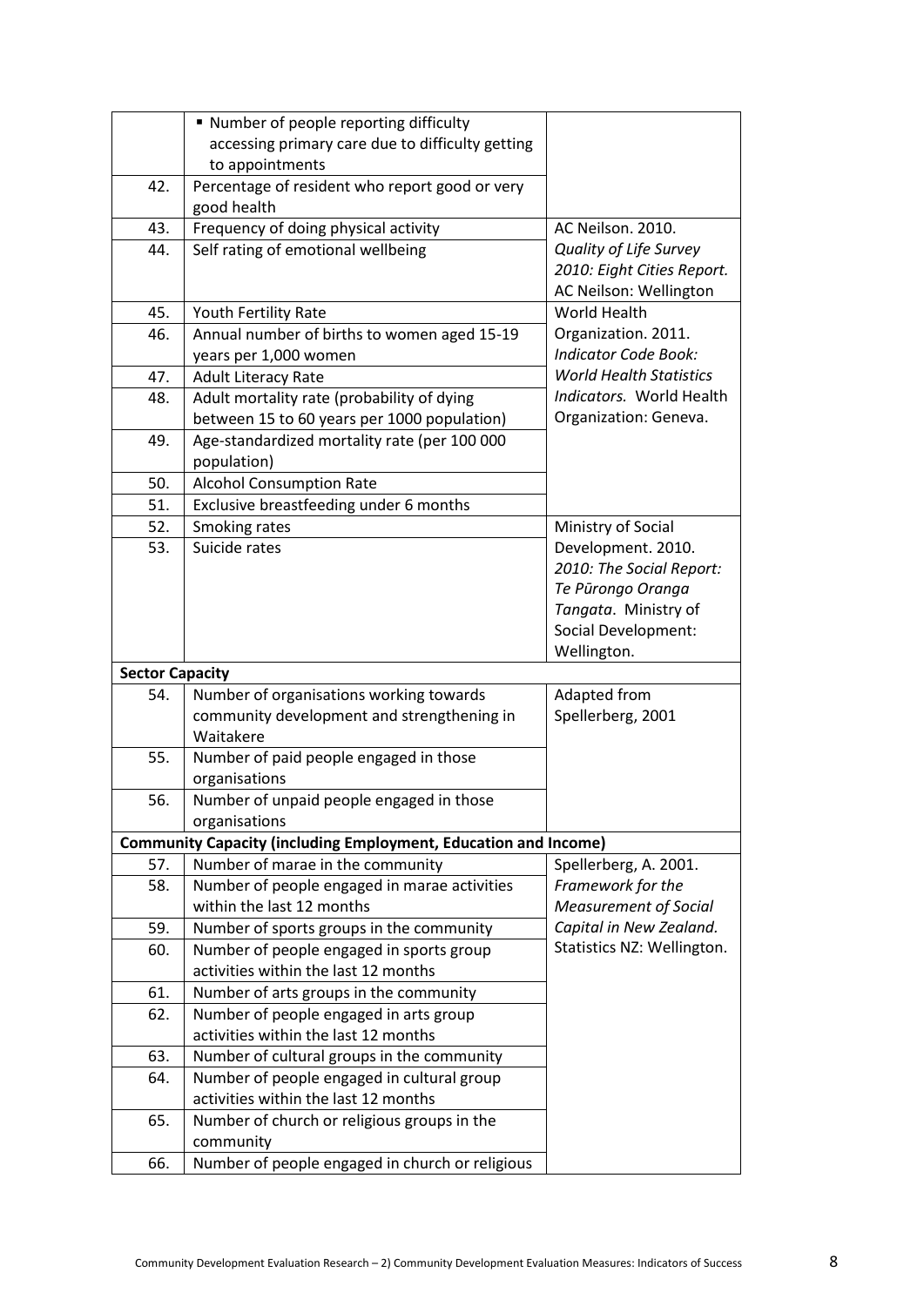| | | |
|---|---|---|
| | ▪ Number of people reporting difficulty accessing primary care due to difficulty getting to appointments | |
| 42. | Percentage of resident who report good or very good health | |
| 43. | Frequency of doing physical activity | AC Neilson. 2010. *Quality of Life Survey 2010: Eight Cities Report.* AC Neilson: Wellington |
| 44. | Self rating of emotional wellbeing | |
| 45. | Youth Fertility Rate | World Health Organization. 2011. *Indicator Code Book: World Health Statistics Indicators.* World Health Organization: Geneva. |
| 46. | Annual number of births to women aged 15-19 years per 1,000 women | |
| 47. | Adult Literacy Rate | |
| 48. | Adult mortality rate (probability of dying between 15 to 60 years per 1000 population) | |
| 49. | Age-standardized mortality rate (per 100 000 population) | |
| 50. | Alcohol Consumption Rate | |
| 51. | Exclusive breastfeeding under 6 months | |
| 52. | Smoking rates | Ministry of Social Development. 2010. *2010: The Social Report: Te Pūrongo Oranga Tangata.* Ministry of Social Development: Wellington. |
| 53. | Suicide rates | |
| **Sector Capacity** | | |
| 54. | Number of organisations working towards community development and strengthening in Waitakere | Adapted from Spellerberg, 2001 |
| 55. | Number of paid people engaged in those organisations | |
| 56. | Number of unpaid people engaged in those organisations | |
| **Community Capacity (including Employment, Education and Income)** | | |
| 57. | Number of marae in the community | Spellerberg, A. 2001. *Framework for the Measurement of Social Capital in New Zealand.* Statistics NZ: Wellington. |
| 58. | Number of people engaged in marae activities within the last 12 months | |
| 59. | Number of sports groups in the community | |
| 60. | Number of people engaged in sports group activities within the last 12 months | |
| 61. | Number of arts groups in the community | |
| 62. | Number of people engaged in arts group activities within the last 12 months | |
| 63. | Number of cultural groups in the community | |
| 64. | Number of people engaged in cultural group activities within the last 12 months | |
| 65. | Number of church or religious groups in the community | |
| 66. | Number of people engaged in church or religious | |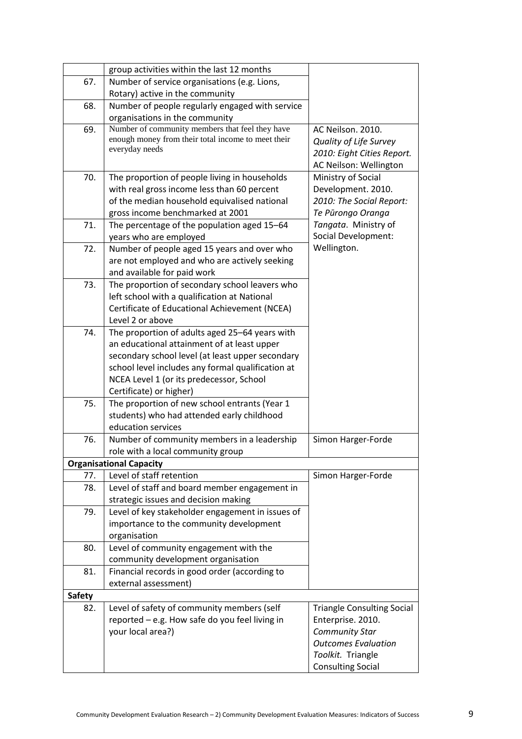| | | |
|---|---|---|
| | group activities within the last 12 months | |
| 67. | Number of service organisations (e.g. Lions, Rotary) active in the community | |
| 68. | Number of people regularly engaged with service organisations in the community | |
| 69. | Number of community members that feel they have enough money from their total income to meet their everyday needs | AC Neilson. 2010. *Quality of Life Survey 2010: Eight Cities Report.* AC Neilson: Wellington |
| 70. | The proportion of people living in households with real gross income less than 60 percent of the median household equivalised national gross income benchmarked at 2001 | Ministry of Social Development. 2010. *2010: The Social Report: Te Pūrongo Oranga Tangata*. Ministry of Social Development: Wellington. |
| 71. | The percentage of the population aged 15–64 years who are employed | |
| 72. | Number of people aged 15 years and over who are not employed and who are actively seeking and available for paid work | |
| 73. | The proportion of secondary school leavers who left school with a qualification at National Certificate of Educational Achievement (NCEA) Level 2 or above | |
| 74. | The proportion of adults aged 25–64 years with an educational attainment of at least upper secondary school level (at least upper secondary school level includes any formal qualification at NCEA Level 1 (or its predecessor, School Certificate) or higher) | |
| 75. | The proportion of new school entrants (Year 1 students) who had attended early childhood education services | |
| 76. | Number of community members in a leadership role with a local community group | Simon Harger-Forde |
| **Organisational Capacity** | | |
| 77. | Level of staff retention | Simon Harger-Forde |
| 78. | Level of staff and board member engagement in strategic issues and decision making | |
| 79. | Level of key stakeholder engagement in issues of importance to the community development organisation | |
| 80. | Level of community engagement with the community development organisation | |
| 81. | Financial records in good order (according to external assessment) | |
| **Safety** | | |
| 82. | Level of safety of community members (self reported – e.g. How safe do you feel living in your local area?) | Triangle Consulting Social Enterprise. 2010. *Community Star Outcomes Evaluation Toolkit.* Triangle Consulting Social |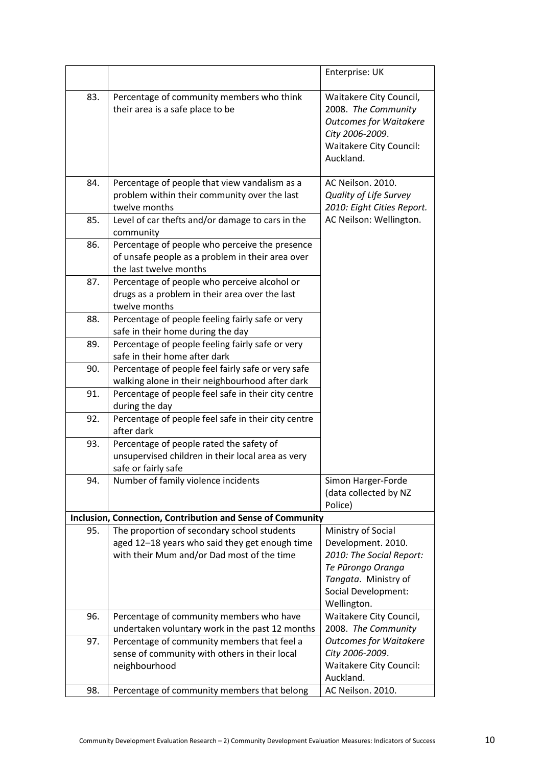| | | |
|---|---|---|
| | | Enterprise: UK |
| 83. | Percentage of community members who think their area is a safe place to be | Waitakere City Council, 2008. *The Community Outcomes for Waitakere City 2006-2009*. Waitakere City Council: Auckland. |
| 84. | Percentage of people that view vandalism as a problem within their community over the last twelve months | AC Neilson. 2010. *Quality of Life Survey 2010: Eight Cities Report.* AC Neilson: Wellington. |
| 85. | Level of car thefts and/or damage to cars in the community | |
| 86. | Percentage of people who perceive the presence of unsafe people as a problem in their area over the last twelve months | |
| 87. | Percentage of people who perceive alcohol or drugs as a problem in their area over the last twelve months | |
| 88. | Percentage of people feeling fairly safe or very safe in their home during the day | |
| 89. | Percentage of people feeling fairly safe or very safe in their home after dark | |
| 90. | Percentage of people feel fairly safe or very safe walking alone in their neighbourhood after dark | |
| 91. | Percentage of people feel safe in their city centre during the day | |
| 92. | Percentage of people feel safe in their city centre after dark | |
| 93. | Percentage of people rated the safety of unsupervised children in their local area as very safe or fairly safe | |
| 94. | Number of family violence incidents | Simon Harger-Forde (data collected by NZ Police) |
| **Inclusion, Connection, Contribution and Sense of Community** | | |
| 95. | The proportion of secondary school students aged 12–18 years who said they get enough time with their Mum and/or Dad most of the time | Ministry of Social Development. 2010. *2010: The Social Report: Te Pūrongo Oranga Tangata*. Ministry of Social Development: Wellington. |
| 96. | Percentage of community members who have undertaken voluntary work in the past 12 months | Waitakere City Council, 2008. *The Community Outcomes for Waitakere City 2006-2009*. Waitakere City Council: Auckland. |
| 97. | Percentage of community members that feel a sense of community with others in their local neighbourhood | |
| 98. | Percentage of community members that belong | AC Neilson. 2010. |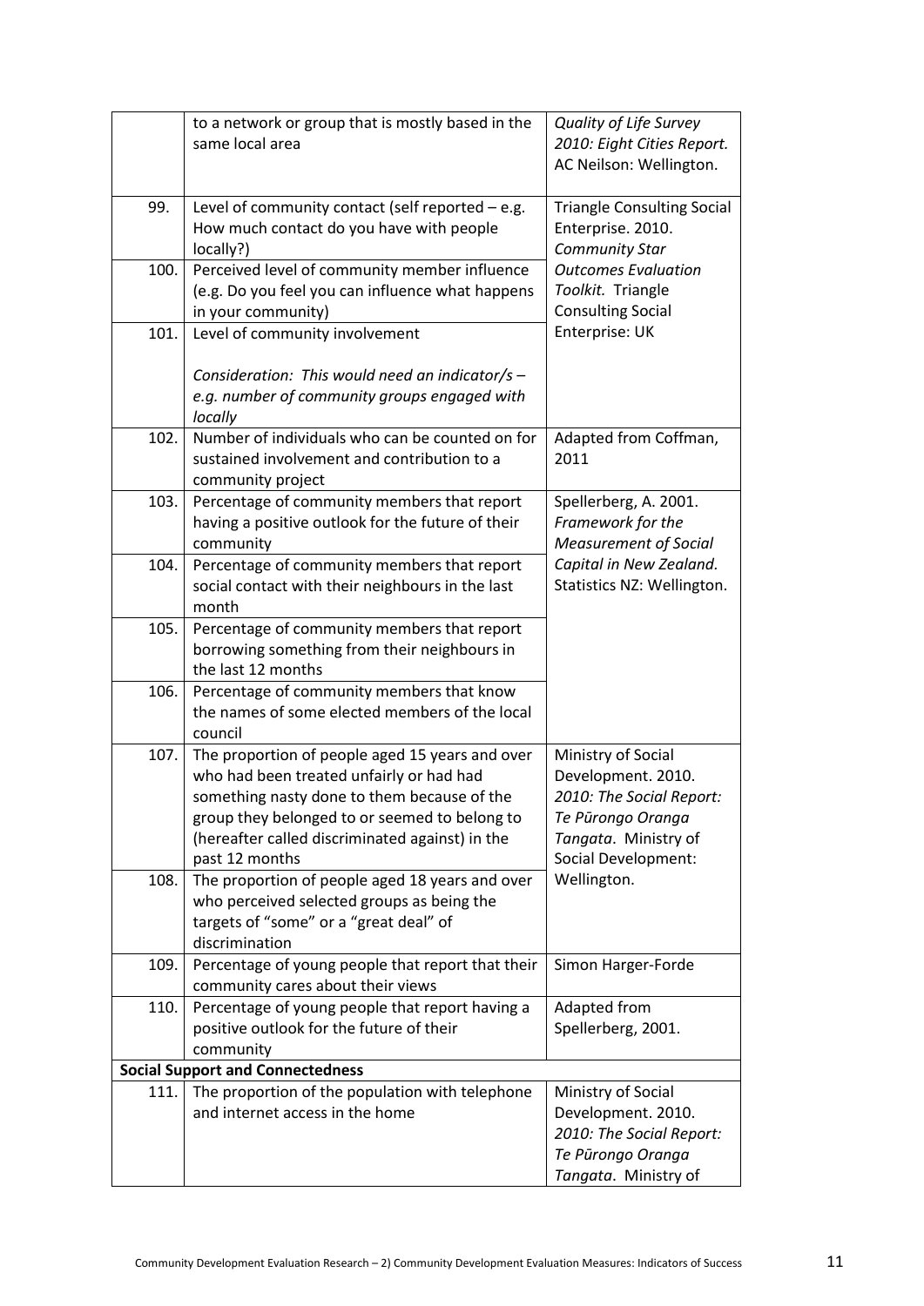| | | |
|---|---|---|
| | to a network or group that is mostly based in the same local area | *Quality of Life Survey 2010: Eight Cities Report.* AC Neilson: Wellington. |
| 99. | Level of community contact (self reported – e.g. How much contact do you have with people locally?) | Triangle Consulting Social Enterprise. 2010. *Community Star Outcomes Evaluation Toolkit.* Triangle Consulting Social Enterprise: UK |
| 100. | Perceived level of community member influence (e.g. Do you feel you can influence what happens in your community) | |
| 101. | Level of community involvement<br><br>*Consideration: This would need an indicator/s – e.g. number of community groups engaged with locally* | |
| 102. | Number of individuals who can be counted on for sustained involvement and contribution to a community project | Adapted from Coffman, 2011 |
| 103. | Percentage of community members that report having a positive outlook for the future of their community | Spellerberg, A. 2001. *Framework for the Measurement of Social Capital in New Zealand.* Statistics NZ: Wellington. |
| 104. | Percentage of community members that report social contact with their neighbours in the last month | |
| 105. | Percentage of community members that report borrowing something from their neighbours in the last 12 months | |
| 106. | Percentage of community members that know the names of some elected members of the local council | |
| 107. | The proportion of people aged 15 years and over who had been treated unfairly or had had something nasty done to them because of the group they belonged to or seemed to belong to (hereafter called discriminated against) in the past 12 months | Ministry of Social Development. 2010. *2010: The Social Report: Te Pūrongo Oranga Tangata*. Ministry of Social Development: Wellington. |
| 108. | The proportion of people aged 18 years and over who perceived selected groups as being the targets of "some" or a "great deal" of discrimination | |
| 109. | Percentage of young people that report that their community cares about their views | Simon Harger-Forde |
| 110. | Percentage of young people that report having a positive outlook for the future of their community | Adapted from Spellerberg, 2001. |
| **Social Support and Connectedness** | | |
| 111. | The proportion of the population with telephone and internet access in the home | Ministry of Social Development. 2010. *2010: The Social Report: Te Pūrongo Oranga Tangata*. Ministry of |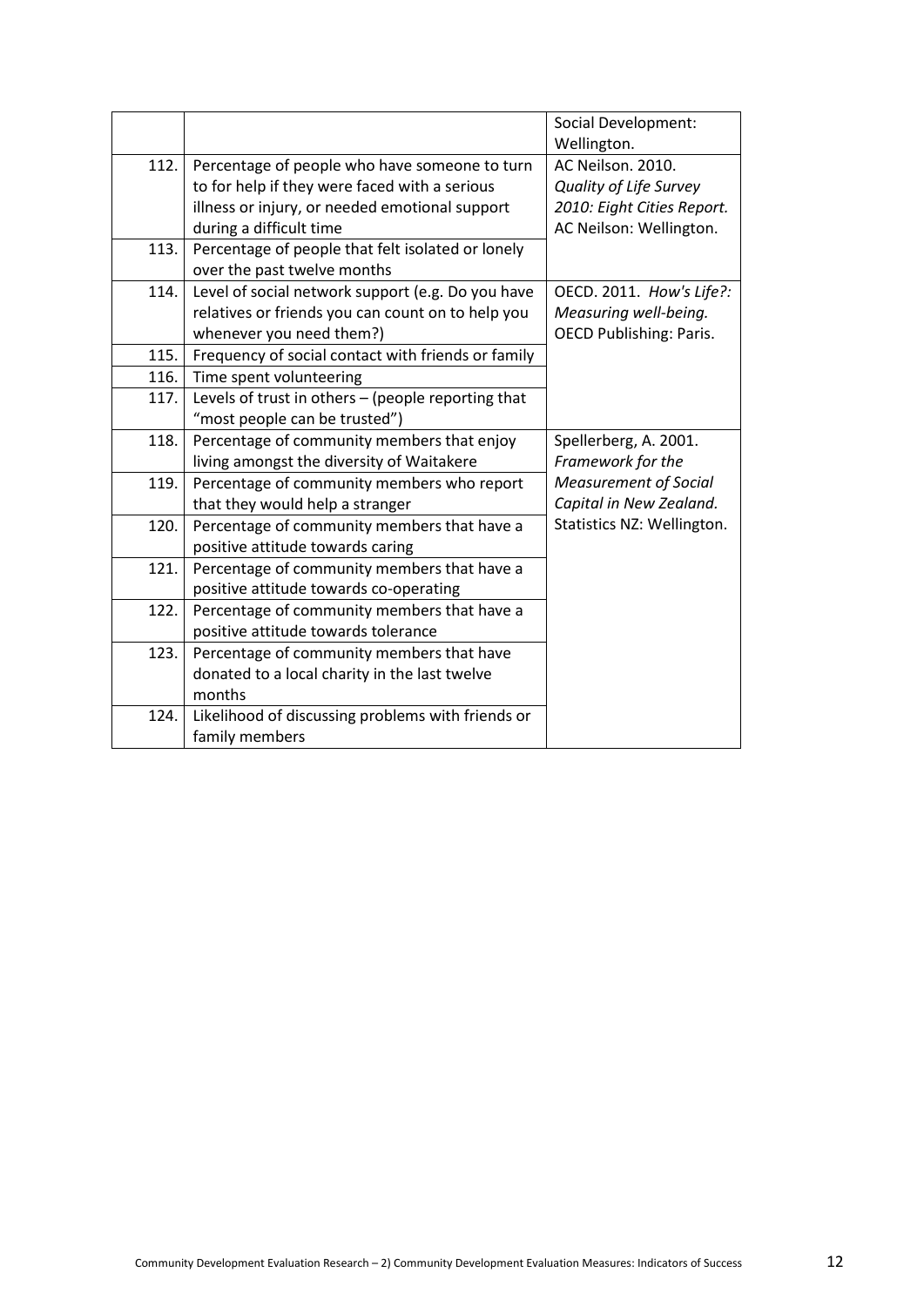| | | |
|---|---|---|
| | | Social Development: Wellington. |
| 112. | Percentage of people who have someone to turn to for help if they were faced with a serious illness or injury, or needed emotional support during a difficult time | AC Neilson. 2010. *Quality of Life Survey 2010: Eight Cities Report.* AC Neilson: Wellington. |
| 113. | Percentage of people that felt isolated or lonely over the past twelve months | |
| 114. | Level of social network support (e.g. Do you have relatives or friends you can count on to help you whenever you need them?) | OECD. 2011. *How's Life?: Measuring well-being.* OECD Publishing: Paris. |
| 115. | Frequency of social contact with friends or family | |
| 116. | Time spent volunteering | |
| 117. | Levels of trust in others – (people reporting that "most people can be trusted") | |
| 118. | Percentage of community members that enjoy living amongst the diversity of Waitakere | Spellerberg, A. 2001. *Framework for the Measurement of Social Capital in New Zealand.* Statistics NZ: Wellington. |
| 119. | Percentage of community members who report that they would help a stranger | |
| 120. | Percentage of community members that have a positive attitude towards caring | |
| 121. | Percentage of community members that have a positive attitude towards co-operating | |
| 122. | Percentage of community members that have a positive attitude towards tolerance | |
| 123. | Percentage of community members that have donated to a local charity in the last twelve months | |
| 124. | Likelihood of discussing problems with friends or family members | |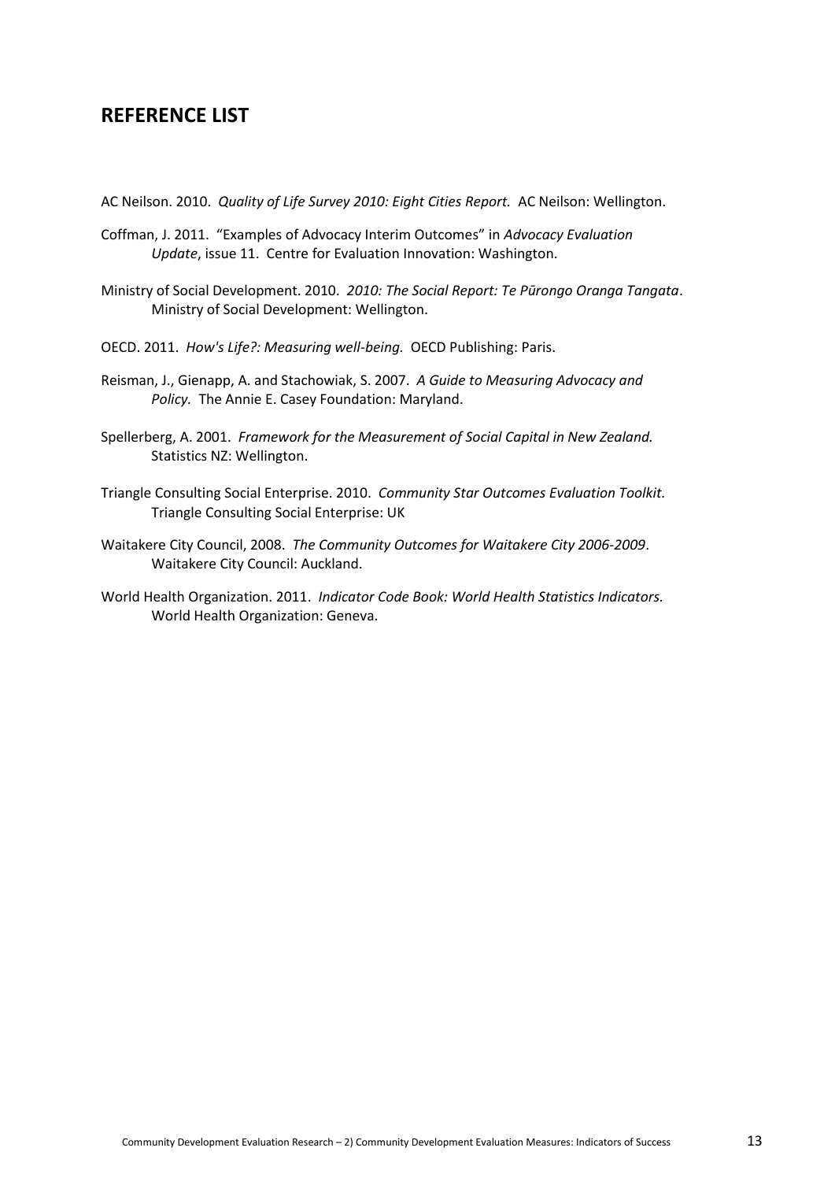## REFERENCE LIST

AC Neilson. 2010. *Quality of Life Survey 2010: Eight Cities Report.* AC Neilson: Wellington.

Coffman, J. 2011. "Examples of Advocacy Interim Outcomes" in *Advocacy Evaluation Update*, issue 11. Centre for Evaluation Innovation: Washington.

Ministry of Social Development. 2010. *2010: The Social Report: Te Pūrongo Oranga Tangata*. Ministry of Social Development: Wellington.

OECD. 2011. *How's Life?: Measuring well-being.* OECD Publishing: Paris.

Reisman, J., Gienapp, A. and Stachowiak, S. 2007. *A Guide to Measuring Advocacy and Policy.* The Annie E. Casey Foundation: Maryland.

Spellerberg, A. 2001. *Framework for the Measurement of Social Capital in New Zealand.* Statistics NZ: Wellington.

Triangle Consulting Social Enterprise. 2010. *Community Star Outcomes Evaluation Toolkit.* Triangle Consulting Social Enterprise: UK

Waitakere City Council, 2008. *The Community Outcomes for Waitakere City 2006-2009*. Waitakere City Council: Auckland.

World Health Organization. 2011. *Indicator Code Book: World Health Statistics Indicators.* World Health Organization: Geneva.